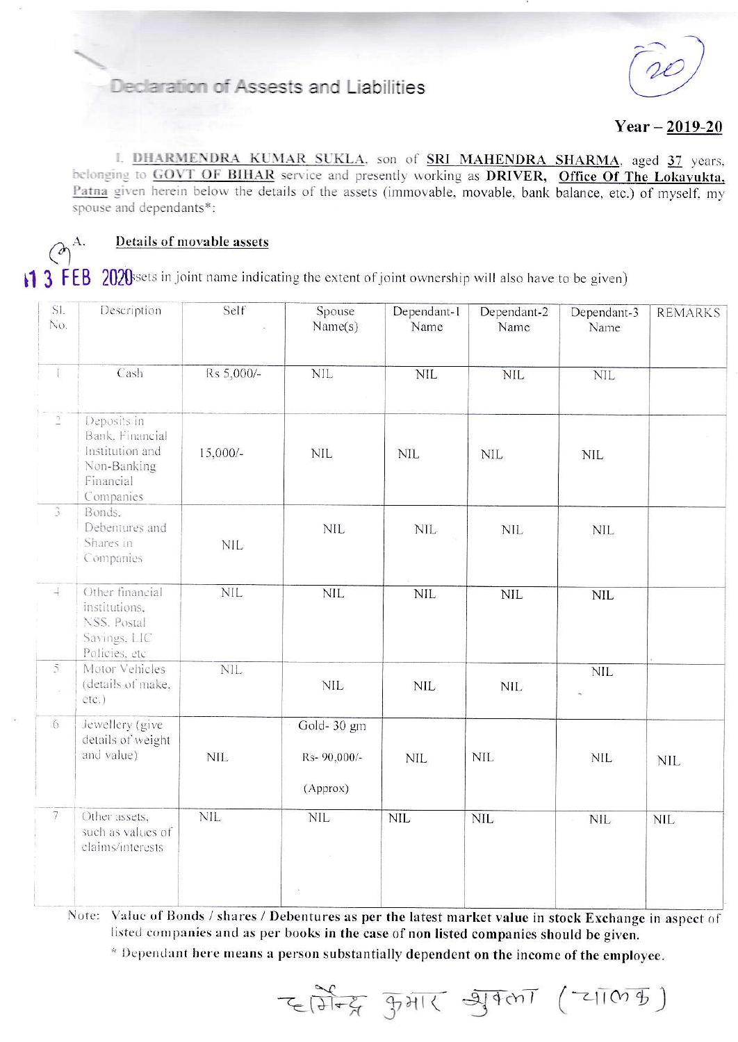# Declaration of Assests and Liabilities

**Year – 2019-20**

I, **DHARMENDRA KUMAR SUKLA**, son of **SRI MAHENDRA SHARMA**, aged **37** years, belonging to **GOVT OF BIHAR** service and presently working as **DRIVER, Office Of The Lokayukta, Patna** given herein below the details of the assets (immovable, movable, bank balance, etc.) of myself, my spouse and dependants*:

## A. Details of movable assets

13 FEB 2020

(Assets in joint name indicating the extent of joint ownership will also have to be given)

| Sl. No. | Description | Self | Spouse Name(s) | Dependant-1 Name | Dependant-2 Name | Dependant-3 Name | REMARKS |
|---|---|---|---|---|---|---|---|
| 1 | Cash | Rs 5,000/- | NIL | NIL | NIL | NIL | |
| 2 | Deposits in Bank, Financial Institution and Non-Banking Financial Companies | 15,000/- | NIL | NIL | NIL | NIL | |
| 3 | Bonds, Debentures and Shares in Companies | NIL | NIL | NIL | NIL | NIL | |
| 4 | Other financial institutions, NSS, Postal Savings, LIC Policies, etc | NIL | NIL | NIL | NIL | NIL | |
| 5 | Motor Vehicles (details of make, etc.) | NIL | NIL | NIL | NIL | NIL | |
| 6 | Jewellery (give details of weight and value) | NIL | Gold- 30 gm Rs- 90,000/- (Approx) | NIL | NIL | NIL | NIL |
| 7 | Other assets, such as values of claims/interests | NIL | NIL | NIL | NIL | NIL | NIL |

Note: **Value of Bonds / shares / Debentures as per the latest market value in stock Exchange in aspect of listed companies and as per books in the case of non listed companies should be given.**

\* **Dependant here means a person substantially dependent on the income of the employee.**

धर्मेन्द्र कुमार शुक्ला (चालक)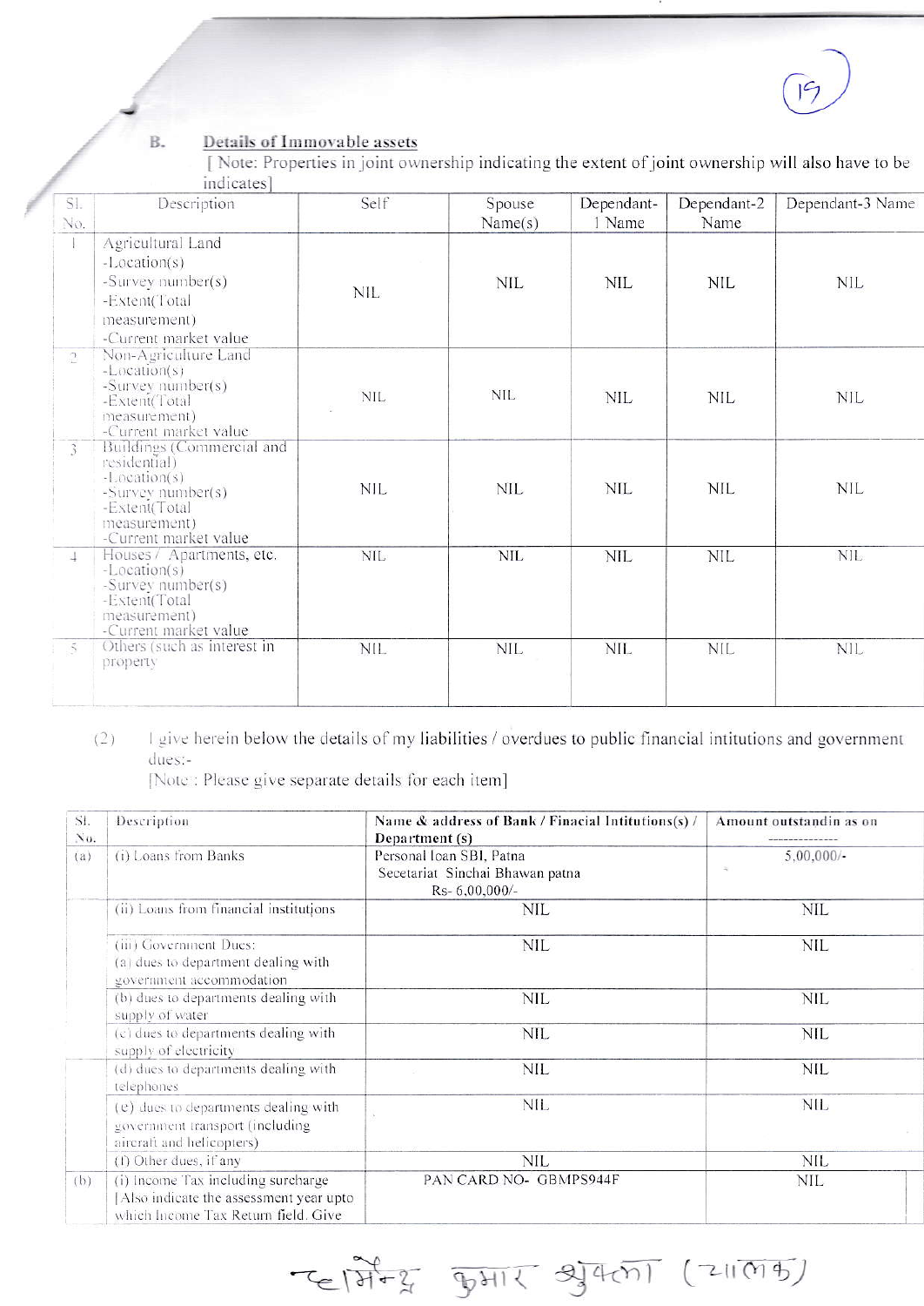B. **Details of Immovable assets**

[ Note: Properties in joint ownership indicating the extent of joint ownership will also have to be indicates]

| Sl. No. | Description | Self | Spouse Name(s) | Dependant-1 Name | Dependant-2 Name | Dependant-3 Name |
|---|---|---|---|---|---|---|
| 1 | Agricultural Land -Location(s) -Survey number(s) -Extent(Total measurement) -Current market value | NIL | NIL | NIL | NIL | NIL |
| 2 | Non-Agriculture Land -Location(s) -Survey number(s) -Extent(Total measurement) -Current market value | NIL | NIL | NIL | NIL | NIL |
| 3 | Buildings (Commercial and residential) -Location(s) -Survey number(s) -Extent(Total measurement) -Current market value | NIL | NIL | NIL | NIL | NIL |
| 4 | Houses / Apartments, etc. -Location(s) -Survey number(s) -Extent(Total measurement) -Current market value | NIL | NIL | NIL | NIL | NIL |
| 5 | Others (such as interest in property | NIL | NIL | NIL | NIL | NIL |

(2) I give herein below the details of my liabilities / overdues to public financial intitutions and government dues:-

[Note : Please give separate details for each item]

| Sl. No. | Description | Name & address of Bank / Finacial Intitutions(s) / Department (s) | Amount outstandin as on -------------- |
|---|---|---|---|
| (a) | (i) Loans from Banks | Personal loan SBI, Patna Secetariat Sinchai Bhawan patna Rs- 6,00,000/- | 5,00,000/- |
| | (ii) Loans from financial institutions | NIL | NIL |
| | (iii) Government Dues: (a) dues to department dealing with government accommodation | NIL | NIL |
| | (b) dues to departments dealing with supply of water | NIL | NIL |
| | (c) dues to departments dealing with supply of electricity | NIL | NIL |
| | (d) dues to departments dealing with telephones | NIL | NIL |
| | (e) dues to departments dealing with government transport (including aircraft and helicopters) | NIL | NIL |
| | (f) Other dues, if any | NIL | NIL |
| (b) | (i) Income Tax including surcharge [Also indicate the assessment year upto which Income Tax Return field. Give | PAN CARD NO- GBMPS944F | NIL |

ज्ञानेन्द्र कुमार शुक्ला (चालक)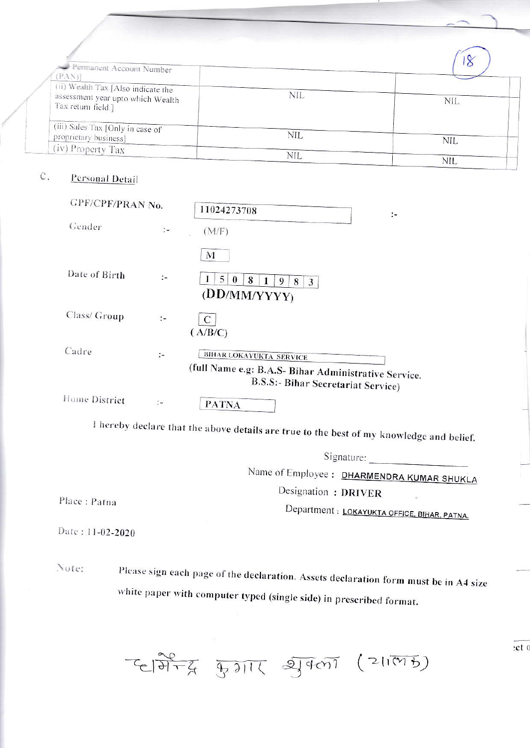| | | |
|---|---|---|
| Permanent Account Number (PAN)] | | |
| (ii) Wealth Tax [Also indicate the assessment year upto which Wealth Tax return field.] | NIL | NIL |
| (iii) Sales Tax [Only in case of proprietary business] | NIL | NIL |
| (iv) Property Tax | NIL | NIL |

C. Personal Detail

GPF/CPF/PRAN No. 11024273708 :-

Gender :- (M/F)

M

Date of Birth :- 1 5 0 8 1 9 8 3
(DD/MM/YYYY)

Class/ Group :- C
(A/B/C)

Cadre :- BIHAR LOKAYUKTA SERVICE
(full Name e.g: B.A.S- Bihar Administrative Service.
B.S.S:- Bihar Secretariat Service)

Home District :- PATNA

I hereby declare that the above details are true to the best of my knowledge and belief.

Signature: ____________________

Name of Employee : DHARMENDRA KUMAR SHUKLA

Designation : DRIVER

Place : Patna

Department : LOKAYUKTA OFFICE, BIHAR, PATNA.

Date : 11-02-2020

Note: Please sign each page of the declaration. Assets declaration form must be in A4 size white paper with computer typed (single side) in prescribed format.

धर्मेन्द्र कुमार शुक्ला (चालक)